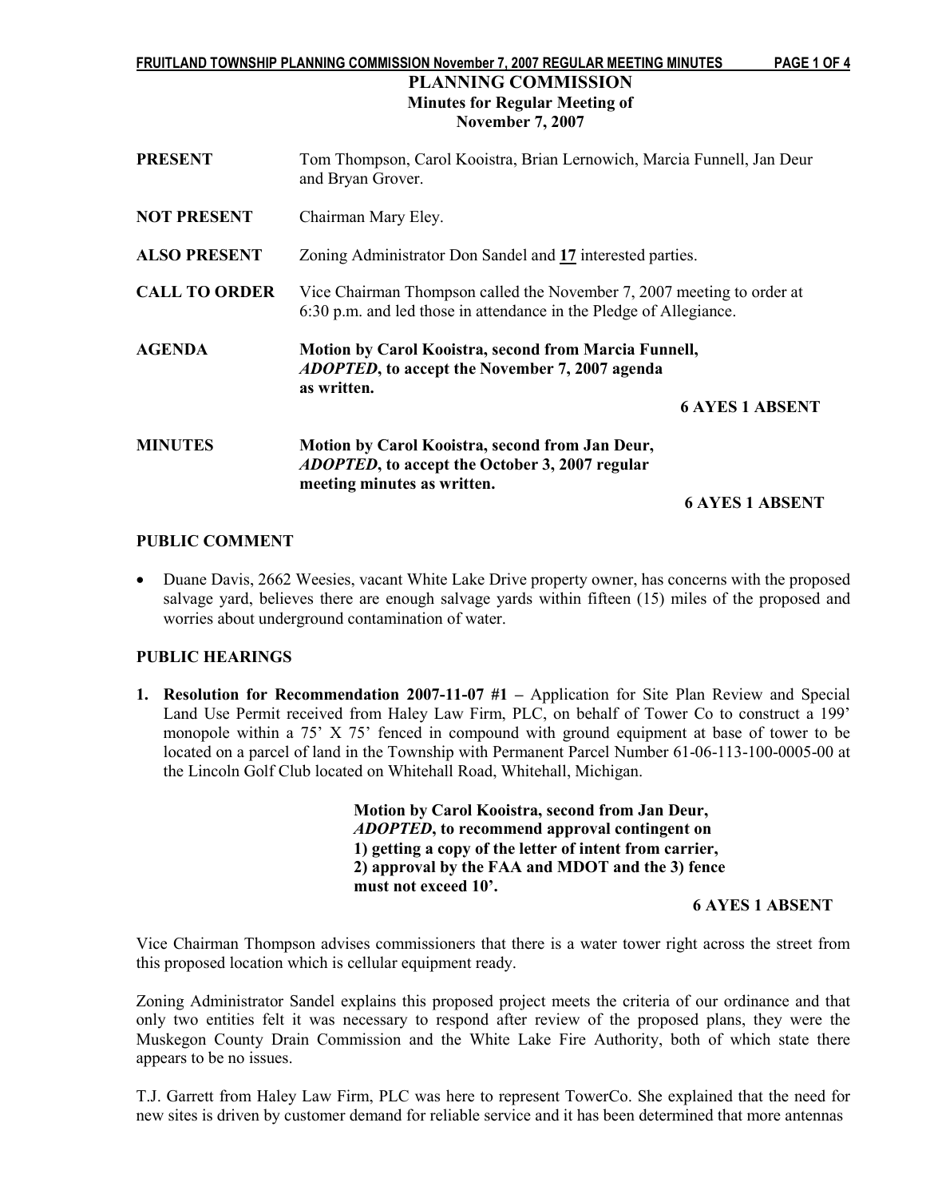# PLANNING COMMISSION

## Minutes for Regular Meeting of November 7, 2007

**PRESENT** Tom Thompson, Carol Kooistra, Brian Lernowich, Marcia Funnell, Jan Deur and Bryan Grover.

**NOT PRESENT** Chairman Mary Eley.

**ALSO PRESENT** Zoning Administrator Don Sandel and **17** interested parties.

**CALL TO ORDER** Vice Chairman Thompson called the November 7, 2007 meeting to order at 6:30 p.m. and led those in attendance in the Pledge of Allegiance.

**AGENDA** **Motion by Carol Kooistra, second from Marcia Funnell, *ADOPTED*, to accept the November 7, 2007 agenda as written.**

**6 AYES 1 ABSENT**

**MINUTES** **Motion by Carol Kooistra, second from Jan Deur, *ADOPTED*, to accept the October 3, 2007 regular meeting minutes as written.**

**6 AYES 1 ABSENT**

**PUBLIC COMMENT**

- Duane Davis, 2662 Weesies, vacant White Lake Drive property owner, has concerns with the proposed salvage yard, believes there are enough salvage yards within fifteen (15) miles of the proposed and worries about underground contamination of water.

**PUBLIC HEARINGS**

1. **Resolution for Recommendation 2007-11-07 #1 –** Application for Site Plan Review and Special Land Use Permit received from Haley Law Firm, PLC, on behalf of Tower Co to construct a 199' monopole within a 75' X 75' fenced in compound with ground equipment at base of tower to be located on a parcel of land in the Township with Permanent Parcel Number 61-06-113-100-0005-00 at the Lincoln Golf Club located on Whitehall Road, Whitehall, Michigan.

   **Motion by Carol Kooistra, second from Jan Deur, *ADOPTED*, to recommend approval contingent on 1) getting a copy of the letter of intent from carrier, 2) approval by the FAA and MDOT and the 3) fence must not exceed 10'.**

   **6 AYES 1 ABSENT**

Vice Chairman Thompson advises commissioners that there is a water tower right across the street from this proposed location which is cellular equipment ready.

Zoning Administrator Sandel explains this proposed project meets the criteria of our ordinance and that only two entities felt it was necessary to respond after review of the proposed plans, they were the Muskegon County Drain Commission and the White Lake Fire Authority, both of which state there appears to be no issues.

T.J. Garrett from Haley Law Firm, PLC was here to represent TowerCo. She explained that the need for new sites is driven by customer demand for reliable service and it has been determined that more antennas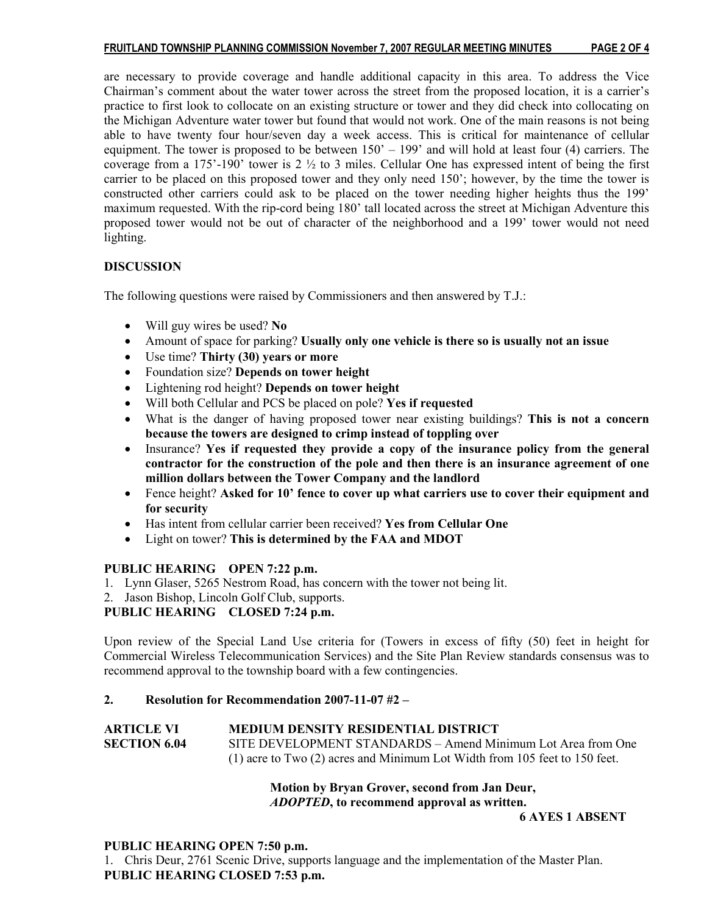are necessary to provide coverage and handle additional capacity in this area. To address the Vice Chairman's comment about the water tower across the street from the proposed location, it is a carrier's practice to first look to collocate on an existing structure or tower and they did check into collocating on the Michigan Adventure water tower but found that would not work. One of the main reasons is not being able to have twenty four hour/seven day a week access. This is critical for maintenance of cellular equipment. The tower is proposed to be between 150' – 199' and will hold at least four (4) carriers. The coverage from a 175'-190' tower is 2 ½ to 3 miles. Cellular One has expressed intent of being the first carrier to be placed on this proposed tower and they only need 150'; however, by the time the tower is constructed other carriers could ask to be placed on the tower needing higher heights thus the 199' maximum requested. With the rip-cord being 180' tall located across the street at Michigan Adventure this proposed tower would not be out of character of the neighborhood and a 199' tower would not need lighting.

**DISCUSSION**

The following questions were raised by Commissioners and then answered by T.J.:

- Will guy wires be used? **No**
- Amount of space for parking? **Usually only one vehicle is there so is usually not an issue**
- Use time? **Thirty (30) years or more**
- Foundation size? **Depends on tower height**
- Lightening rod height? **Depends on tower height**
- Will both Cellular and PCS be placed on pole? **Yes if requested**
- What is the danger of having proposed tower near existing buildings? **This is not a concern because the towers are designed to crimp instead of toppling over**
- Insurance? **Yes if requested they provide a copy of the insurance policy from the general contractor for the construction of the pole and then there is an insurance agreement of one million dollars between the Tower Company and the landlord**
- Fence height? **Asked for 10' fence to cover up what carriers use to cover their equipment and for security**
- Has intent from cellular carrier been received? **Yes from Cellular One**
- Light on tower? **This is determined by the FAA and MDOT**

**PUBLIC HEARING OPEN 7:22 p.m.**

1. Lynn Glaser, 5265 Nestrom Road, has concern with the tower not being lit.
2. Jason Bishop, Lincoln Golf Club, supports.

**PUBLIC HEARING CLOSED 7:24 p.m.**

Upon review of the Special Land Use criteria for (Towers in excess of fifty (50) feet in height for Commercial Wireless Telecommunication Services) and the Site Plan Review standards consensus was to recommend approval to the township board with a few contingencies.

**2. Resolution for Recommendation 2007-11-07 #2 –**

**ARTICLE VI** **MEDIUM DENSITY RESIDENTIAL DISTRICT**
**SECTION 6.04** SITE DEVELOPMENT STANDARDS – Amend Minimum Lot Area from One (1) acre to Two (2) acres and Minimum Lot Width from 105 feet to 150 feet.

**Motion by Bryan Grover, second from Jan Deur,**
***ADOPTED*, to recommend approval as written.**

**6 AYES 1 ABSENT**

**PUBLIC HEARING OPEN 7:50 p.m.**

1. Chris Deur, 2761 Scenic Drive, supports language and the implementation of the Master Plan.

**PUBLIC HEARING CLOSED 7:53 p.m.**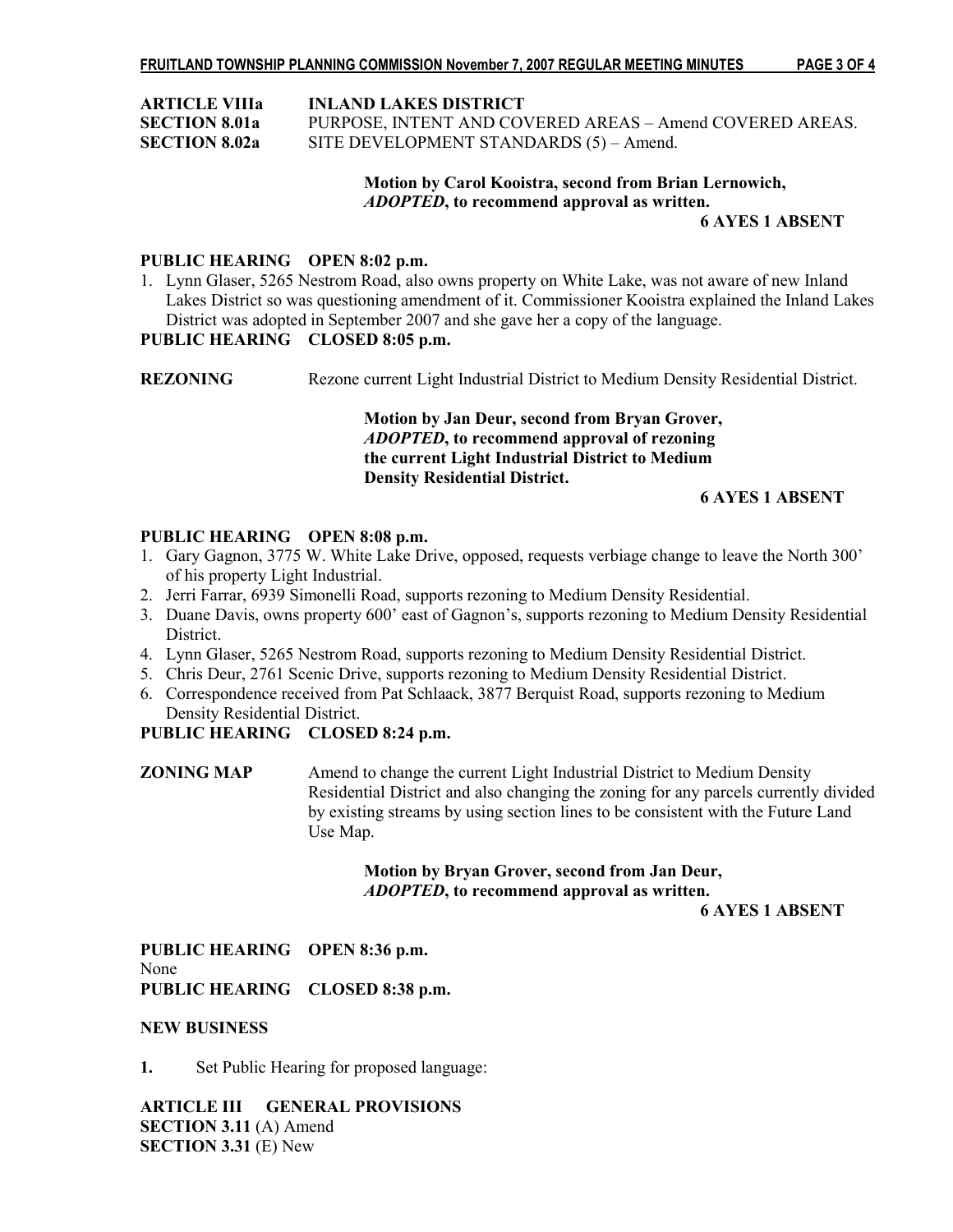**ARTICLE VIIIa INLAND LAKES DISTRICT**
**SECTION 8.01a** PURPOSE, INTENT AND COVERED AREAS – Amend COVERED AREAS.
**SECTION 8.02a** SITE DEVELOPMENT STANDARDS (5) – Amend.

**Motion by Carol Kooistra, second from Brian Lernowich, *ADOPTED*, to recommend approval as written.**
**6 AYES 1 ABSENT**

**PUBLIC HEARING OPEN 8:02 p.m.**

1. Lynn Glaser, 5265 Nestrom Road, also owns property on White Lake, was not aware of new Inland Lakes District so was questioning amendment of it. Commissioner Kooistra explained the Inland Lakes District was adopted in September 2007 and she gave her a copy of the language.

**PUBLIC HEARING CLOSED 8:05 p.m.**

**REZONING** Rezone current Light Industrial District to Medium Density Residential District.

**Motion by Jan Deur, second from Bryan Grover, *ADOPTED*, to recommend approval of rezoning the current Light Industrial District to Medium Density Residential District.**
**6 AYES 1 ABSENT**

**PUBLIC HEARING OPEN 8:08 p.m.**

1. Gary Gagnon, 3775 W. White Lake Drive, opposed, requests verbiage change to leave the North 300' of his property Light Industrial.
2. Jerri Farrar, 6939 Simonelli Road, supports rezoning to Medium Density Residential.
3. Duane Davis, owns property 600' east of Gagnon's, supports rezoning to Medium Density Residential District.
4. Lynn Glaser, 5265 Nestrom Road, supports rezoning to Medium Density Residential District.
5. Chris Deur, 2761 Scenic Drive, supports rezoning to Medium Density Residential District.
6. Correspondence received from Pat Schlaack, 3877 Berquist Road, supports rezoning to Medium Density Residential District.

**PUBLIC HEARING CLOSED 8:24 p.m.**

**ZONING MAP** Amend to change the current Light Industrial District to Medium Density Residential District and also changing the zoning for any parcels currently divided by existing streams by using section lines to be consistent with the Future Land Use Map.

**Motion by Bryan Grover, second from Jan Deur, *ADOPTED*, to recommend approval as written.**
**6 AYES 1 ABSENT**

**PUBLIC HEARING OPEN 8:36 p.m.**
None
**PUBLIC HEARING CLOSED 8:38 p.m.**

**NEW BUSINESS**

**1.** Set Public Hearing for proposed language:

**ARTICLE III GENERAL PROVISIONS**
**SECTION 3.11** (A) Amend
**SECTION 3.31** (E) New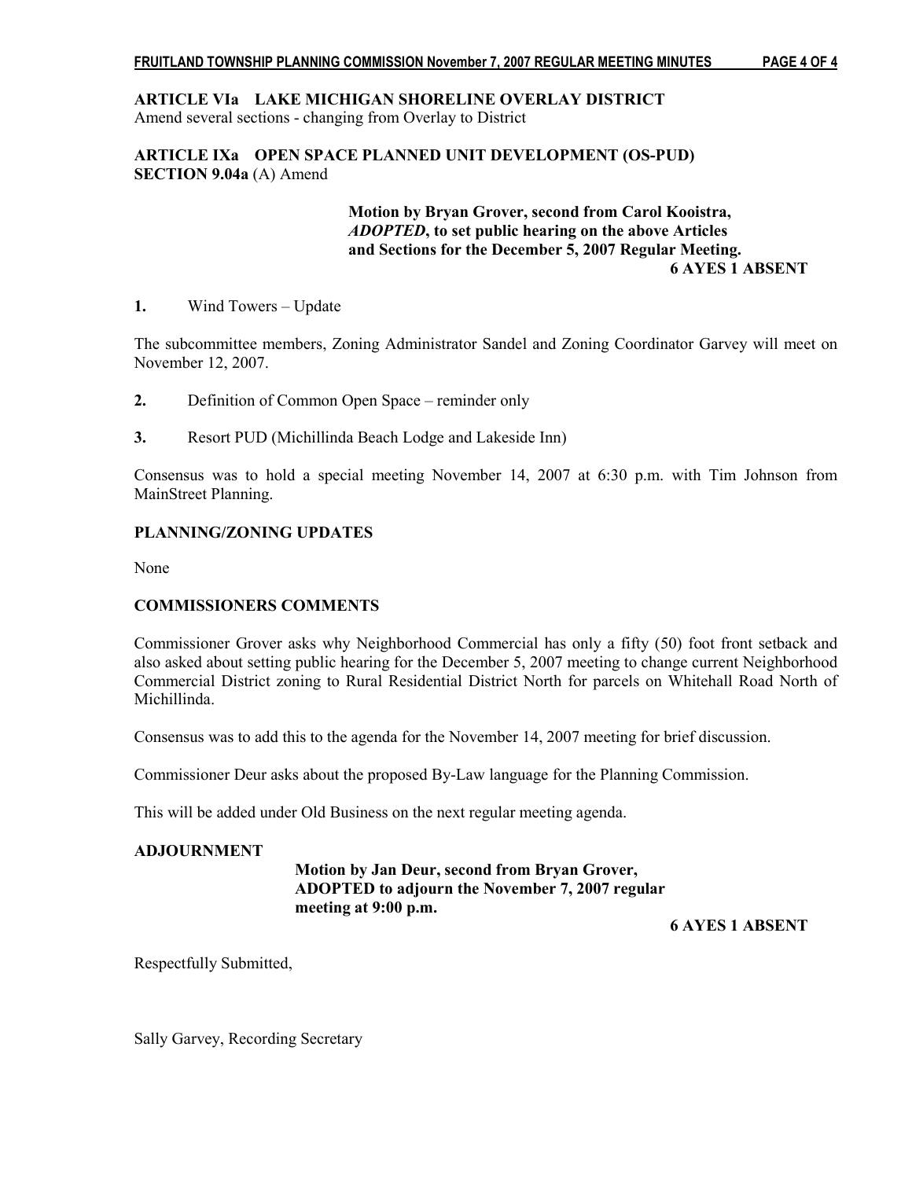**ARTICLE VIa LAKE MICHIGAN SHORELINE OVERLAY DISTRICT**
Amend several sections - changing from Overlay to District

**ARTICLE IXa OPEN SPACE PLANNED UNIT DEVELOPMENT (OS-PUD)**
**SECTION 9.04a** (A) Amend

**Motion by Bryan Grover, second from Carol Kooistra, *ADOPTED*, to set public hearing on the above Articles and Sections for the December 5, 2007 Regular Meeting.**

**6 AYES 1 ABSENT**

**1.** Wind Towers – Update

The subcommittee members, Zoning Administrator Sandel and Zoning Coordinator Garvey will meet on November 12, 2007.

**2.** Definition of Common Open Space – reminder only

**3.** Resort PUD (Michillinda Beach Lodge and Lakeside Inn)

Consensus was to hold a special meeting November 14, 2007 at 6:30 p.m. with Tim Johnson from MainStreet Planning.

**PLANNING/ZONING UPDATES**

None

**COMMISSIONERS COMMENTS**

Commissioner Grover asks why Neighborhood Commercial has only a fifty (50) foot front setback and also asked about setting public hearing for the December 5, 2007 meeting to change current Neighborhood Commercial District zoning to Rural Residential District North for parcels on Whitehall Road North of Michillinda.

Consensus was to add this to the agenda for the November 14, 2007 meeting for brief discussion.

Commissioner Deur asks about the proposed By-Law language for the Planning Commission.

This will be added under Old Business on the next regular meeting agenda.

**ADJOURNMENT**

**Motion by Jan Deur, second from Bryan Grover, ADOPTED to adjourn the November 7, 2007 regular meeting at 9:00 p.m.**

**6 AYES 1 ABSENT**

Respectfully Submitted,

Sally Garvey, Recording Secretary